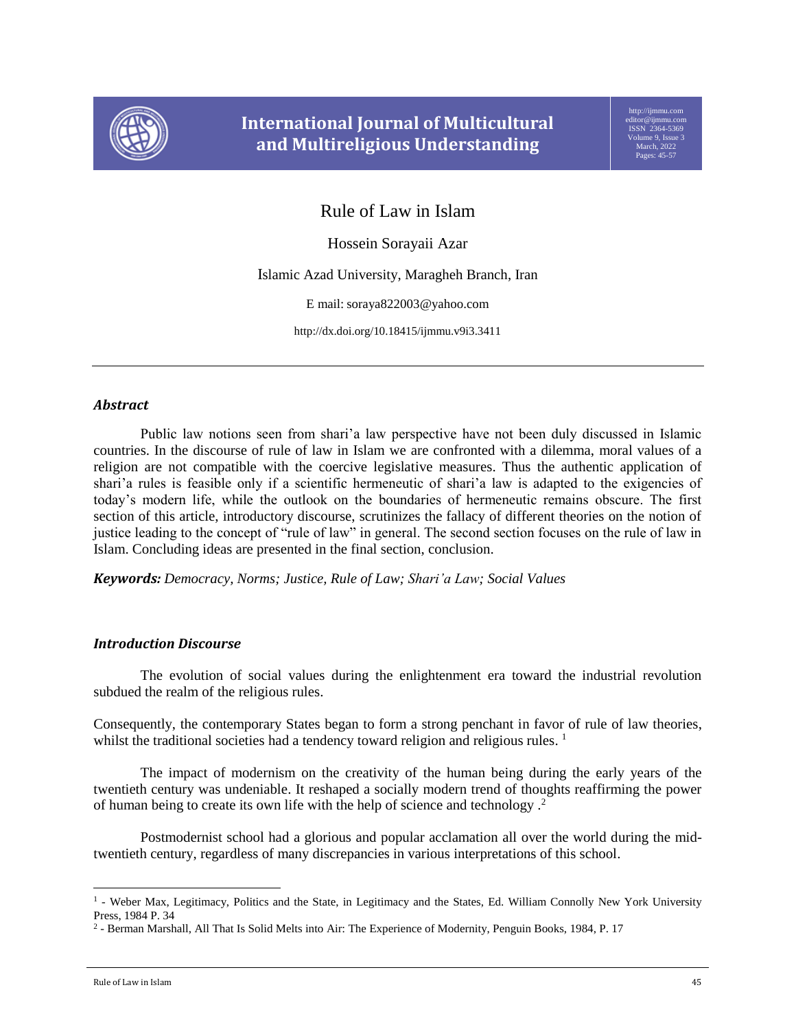# Rule of Law in Islam

Hossein Sorayaii Azar

Islamic Azad University, Maragheh Branch, Iran

E mail: soraya822003@yahoo.com

http://dx.doi.org/10.18415/ijmmu.v9i3.3411

---

### *Abstract*

Public law notions seen from shari'a law perspective have not been duly discussed in Islamic countries. In the discourse of rule of law in Islam we are confronted with a dilemma, moral values of a religion are not compatible with the coercive legislative measures. Thus the authentic application of shari'a rules is feasible only if a scientific hermeneutic of shari'a law is adapted to the exigencies of today's modern life, while the outlook on the boundaries of hermeneutic remains obscure. The first section of this article, introductory discourse, scrutinizes the fallacy of different theories on the notion of justice leading to the concept of "rule of law" in general. The second section focuses on the rule of law in Islam. Concluding ideas are presented in the final section, conclusion.

***Keywords:*** *Democracy, Norms; Justice, Rule of Law; Shari'a Law; Social Values*

### *Introduction Discourse*

The evolution of social values during the enlightenment era toward the industrial revolution subdued the realm of the religious rules.

Consequently, the contemporary States began to form a strong penchant in favor of rule of law theories, whilst the traditional societies had a tendency toward religion and religious rules. [1]

The impact of modernism on the creativity of the human being during the early years of the twentieth century was undeniable. It reshaped a socially modern trend of thoughts reaffirming the power of human being to create its own life with the help of science and technology .[2]

Postmodernist school had a glorious and popular acclamation all over the world during the mid-twentieth century, regardless of many discrepancies in various interpretations of this school.

---

[1] - Weber Max, Legitimacy, Politics and the State, in Legitimacy and the States, Ed. William Connolly New York University Press, 1984 P. 34

[2] - Berman Marshall, All That Is Solid Melts into Air: The Experience of Modernity, Penguin Books, 1984, P. 17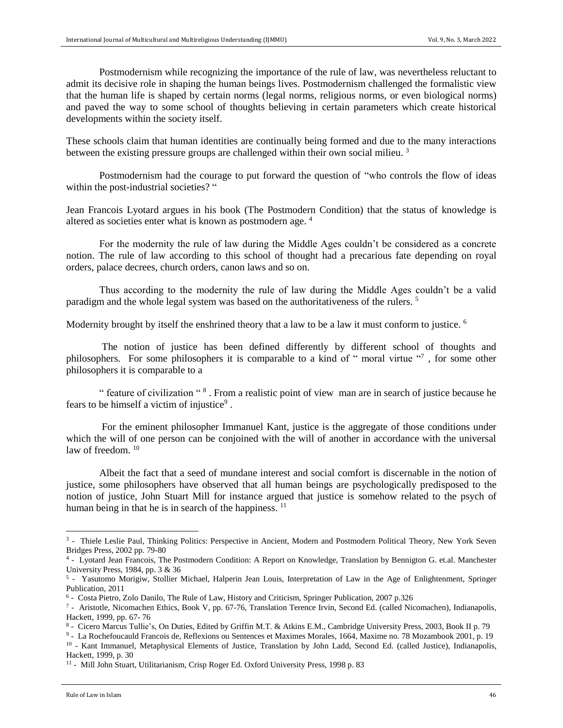Postmodernism while recognizing the importance of the rule of law, was nevertheless reluctant to admit its decisive role in shaping the human beings lives. Postmodernism challenged the formalistic view that the human life is shaped by certain norms (legal norms, religious norms, or even biological norms) and paved the way to some school of thoughts believing in certain parameters which create historical developments within the society itself.

These schools claim that human identities are continually being formed and due to the many interactions between the existing pressure groups are challenged within their own social milieu. [3]

Postmodernism had the courage to put forward the question of "who controls the flow of ideas within the post-industrial societies? "

Jean Francois Lyotard argues in his book (The Postmodern Condition) that the status of knowledge is altered as societies enter what is known as postmodern age. [4]

For the modernity the rule of law during the Middle Ages couldn't be considered as a concrete notion. The rule of law according to this school of thought had a precarious fate depending on royal orders, palace decrees, church orders, canon laws and so on.

Thus according to the modernity the rule of law during the Middle Ages couldn't be a valid paradigm and the whole legal system was based on the authoritativeness of the rulers. [5]

Modernity brought by itself the enshrined theory that a law to be a law it must conform to justice. [6]

The notion of justice has been defined differently by different school of thoughts and philosophers. For some philosophers it is comparable to a kind of " moral virtue "[7] , for some other philosophers it is comparable to a

" feature of civilization " [8] . From a realistic point of view man are in search of justice because he fears to be himself a victim of injustice[9] .

For the eminent philosopher Immanuel Kant, justice is the aggregate of those conditions under which the will of one person can be conjoined with the will of another in accordance with the universal law of freedom. [10]

Albeit the fact that a seed of mundane interest and social comfort is discernable in the notion of justice, some philosophers have observed that all human beings are psychologically predisposed to the notion of justice, John Stuart Mill for instance argued that justice is somehow related to the psych of human being in that he is in search of the happiness. [11]

---

[3] - Thiele Leslie Paul, Thinking Politics: Perspective in Ancient, Modern and Postmodern Political Theory, New York Seven Bridges Press, 2002 pp. 79-80

[4] - Lyotard Jean Francois, The Postmodern Condition: A Report on Knowledge, Translation by Bennigton G. et.al. Manchester University Press, 1984, pp. 3 & 36

[5] - Yasutomo Morigiw, Stollier Michael, Halperin Jean Louis, Interpretation of Law in the Age of Enlightenment, Springer Publication, 2011

[6] - Costa Pietro, Zolo Danilo, The Rule of Law, History and Criticism, Springer Publication, 2007 p.326

[7] - Aristotle, Nicomachen Ethics, Book V, pp. 67-76, Translation Terence Irvin, Second Ed. (called Nicomachen), Indianapolis, Hackett, 1999, pp. 67- 76

[8] - Cicero Marcus Tullie's, On Duties, Edited by Griffin M.T. & Atkins E.M., Cambridge University Press, 2003, Book II p. 79

[9] - La Rochefoucauld Francois de, Reflexions ou Sentences et Maximes Morales, 1664, Maxime no. 78 Mozambook 2001, p. 19

[10] - Kant Immanuel, Metaphysical Elements of Justice, Translation by John Ladd, Second Ed. (called Justice), Indianapolis, Hackett, 1999, p. 30

[11] - Mill John Stuart, Utilitarianism, Crisp Roger Ed. Oxford University Press, 1998 p. 83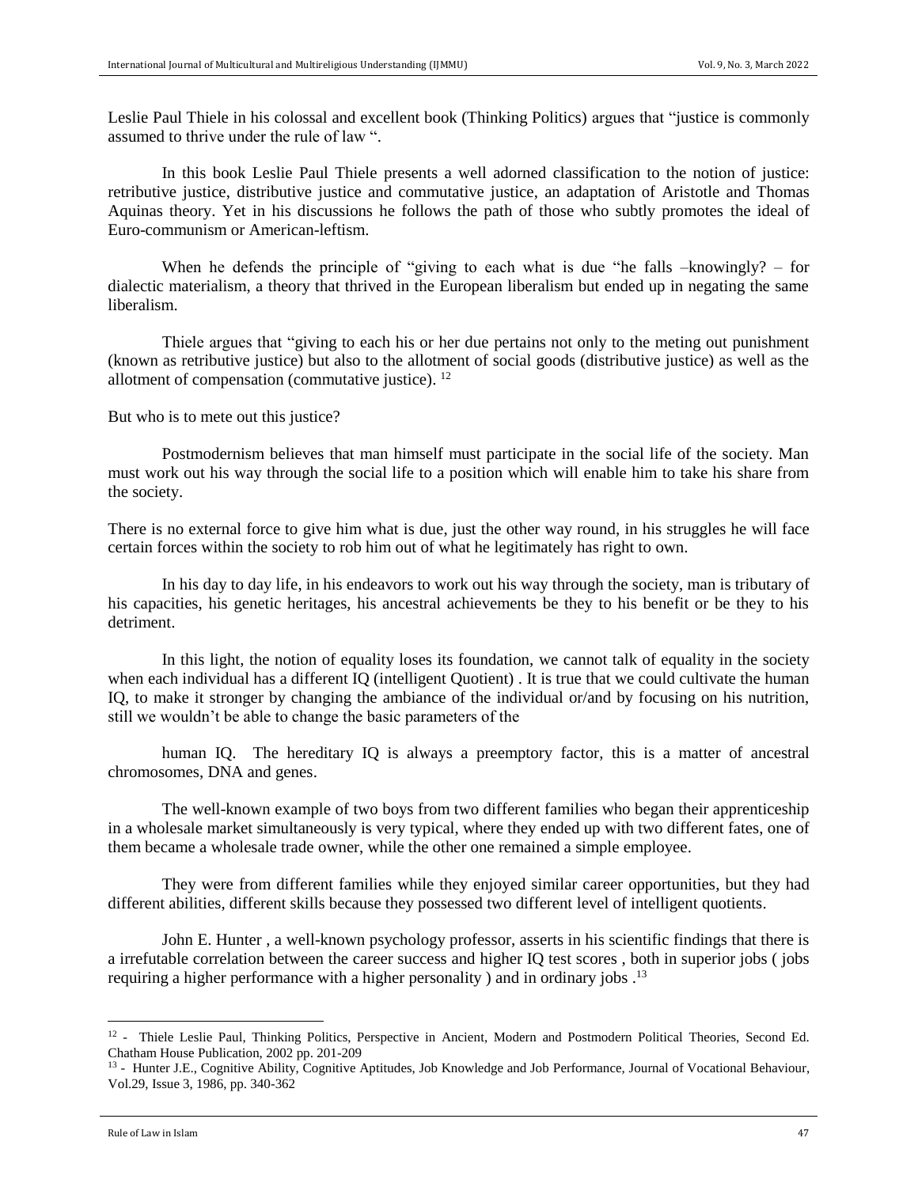Leslie Paul Thiele in his colossal and excellent book (Thinking Politics) argues that "justice is commonly assumed to thrive under the rule of law ".

In this book Leslie Paul Thiele presents a well adorned classification to the notion of justice: retributive justice, distributive justice and commutative justice, an adaptation of Aristotle and Thomas Aquinas theory. Yet in his discussions he follows the path of those who subtly promotes the ideal of Euro-communism or American-leftism.

When he defends the principle of "giving to each what is due "he falls –knowingly? – for dialectic materialism, a theory that thrived in the European liberalism but ended up in negating the same liberalism.

Thiele argues that "giving to each his or her due pertains not only to the meting out punishment (known as retributive justice) but also to the allotment of social goods (distributive justice) as well as the allotment of compensation (commutative justice). [12]

But who is to mete out this justice?

Postmodernism believes that man himself must participate in the social life of the society. Man must work out his way through the social life to a position which will enable him to take his share from the society.

There is no external force to give him what is due, just the other way round, in his struggles he will face certain forces within the society to rob him out of what he legitimately has right to own.

In his day to day life, in his endeavors to work out his way through the society, man is tributary of his capacities, his genetic heritages, his ancestral achievements be they to his benefit or be they to his detriment.

In this light, the notion of equality loses its foundation, we cannot talk of equality in the society when each individual has a different IQ (intelligent Quotient) . It is true that we could cultivate the human IQ, to make it stronger by changing the ambiance of the individual or/and by focusing on his nutrition, still we wouldn't be able to change the basic parameters of the human IQ. The hereditary IQ is always a preemptory factor, this is a matter of ancestral chromosomes, DNA and genes.

The well-known example of two boys from two different families who began their apprenticeship in a wholesale market simultaneously is very typical, where they ended up with two different fates, one of them became a wholesale trade owner, while the other one remained a simple employee.

They were from different families while they enjoyed similar career opportunities, but they had different abilities, different skills because they possessed two different level of intelligent quotients.

John E. Hunter , a well-known psychology professor, asserts in his scientific findings that there is a irrefutable correlation between the career success and higher IQ test scores , both in superior jobs ( jobs requiring a higher performance with a higher personality ) and in ordinary jobs .[13]

---

[12] - Thiele Leslie Paul, Thinking Politics, Perspective in Ancient, Modern and Postmodern Political Theories, Second Ed. Chatham House Publication, 2002 pp. 201-209

[13] - Hunter J.E., Cognitive Ability, Cognitive Aptitudes, Job Knowledge and Job Performance, Journal of Vocational Behaviour, Vol.29, Issue 3, 1986, pp. 340-362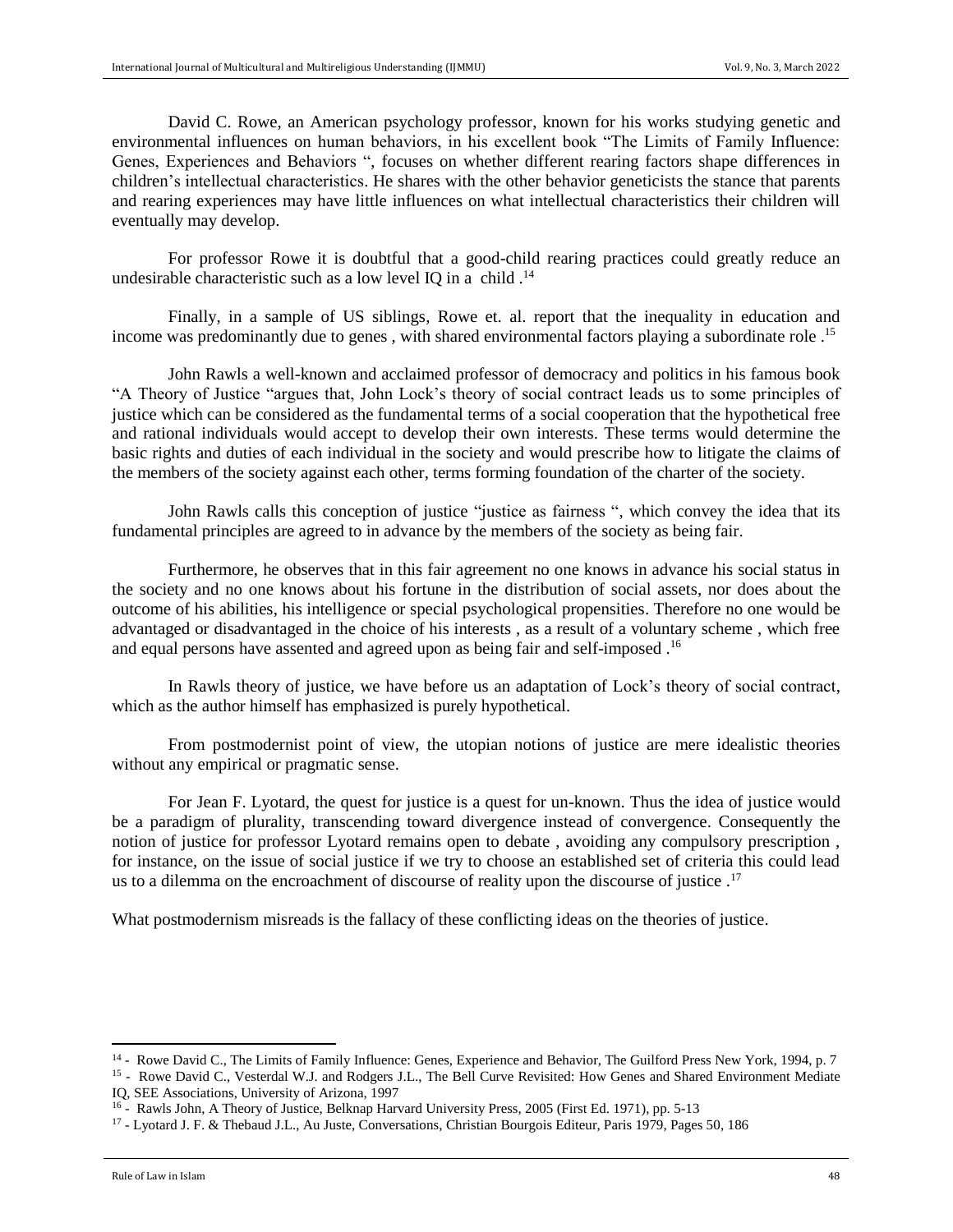David C. Rowe, an American psychology professor, known for his works studying genetic and environmental influences on human behaviors, in his excellent book "The Limits of Family Influence: Genes, Experiences and Behaviors ", focuses on whether different rearing factors shape differences in children's intellectual characteristics. He shares with the other behavior geneticists the stance that parents and rearing experiences may have little influences on what intellectual characteristics their children will eventually may develop.

For professor Rowe it is doubtful that a good-child rearing practices could greatly reduce an undesirable characteristic such as a low level IQ in a child .[14]

Finally, in a sample of US siblings, Rowe et. al. report that the inequality in education and income was predominantly due to genes , with shared environmental factors playing a subordinate role .[15]

John Rawls a well-known and acclaimed professor of democracy and politics in his famous book "A Theory of Justice "argues that, John Lock's theory of social contract leads us to some principles of justice which can be considered as the fundamental terms of a social cooperation that the hypothetical free and rational individuals would accept to develop their own interests. These terms would determine the basic rights and duties of each individual in the society and would prescribe how to litigate the claims of the members of the society against each other, terms forming foundation of the charter of the society.

John Rawls calls this conception of justice "justice as fairness ", which convey the idea that its fundamental principles are agreed to in advance by the members of the society as being fair.

Furthermore, he observes that in this fair agreement no one knows in advance his social status in the society and no one knows about his fortune in the distribution of social assets, nor does about the outcome of his abilities, his intelligence or special psychological propensities. Therefore no one would be advantaged or disadvantaged in the choice of his interests , as a result of a voluntary scheme , which free and equal persons have assented and agreed upon as being fair and self-imposed .[16]

In Rawls theory of justice, we have before us an adaptation of Lock's theory of social contract, which as the author himself has emphasized is purely hypothetical.

From postmodernist point of view, the utopian notions of justice are mere idealistic theories without any empirical or pragmatic sense.

For Jean F. Lyotard, the quest for justice is a quest for un-known. Thus the idea of justice would be a paradigm of plurality, transcending toward divergence instead of convergence. Consequently the notion of justice for professor Lyotard remains open to debate , avoiding any compulsory prescription , for instance, on the issue of social justice if we try to choose an established set of criteria this could lead us to a dilemma on the encroachment of discourse of reality upon the discourse of justice .[17]

What postmodernism misreads is the fallacy of these conflicting ideas on the theories of justice.

---

[14] - Rowe David C., The Limits of Family Influence: Genes, Experience and Behavior, The Guilford Press New York, 1994, p. 7

[15] - Rowe David C., Vesterdal W.J. and Rodgers J.L., The Bell Curve Revisited: How Genes and Shared Environment Mediate IQ, SEE Associations, University of Arizona, 1997

[16] - Rawls John, A Theory of Justice, Belknap Harvard University Press, 2005 (First Ed. 1971), pp. 5-13

[17] - Lyotard J. F. & Thebaud J.L., Au Juste, Conversations, Christian Bourgois Editeur, Paris 1979, Pages 50, 186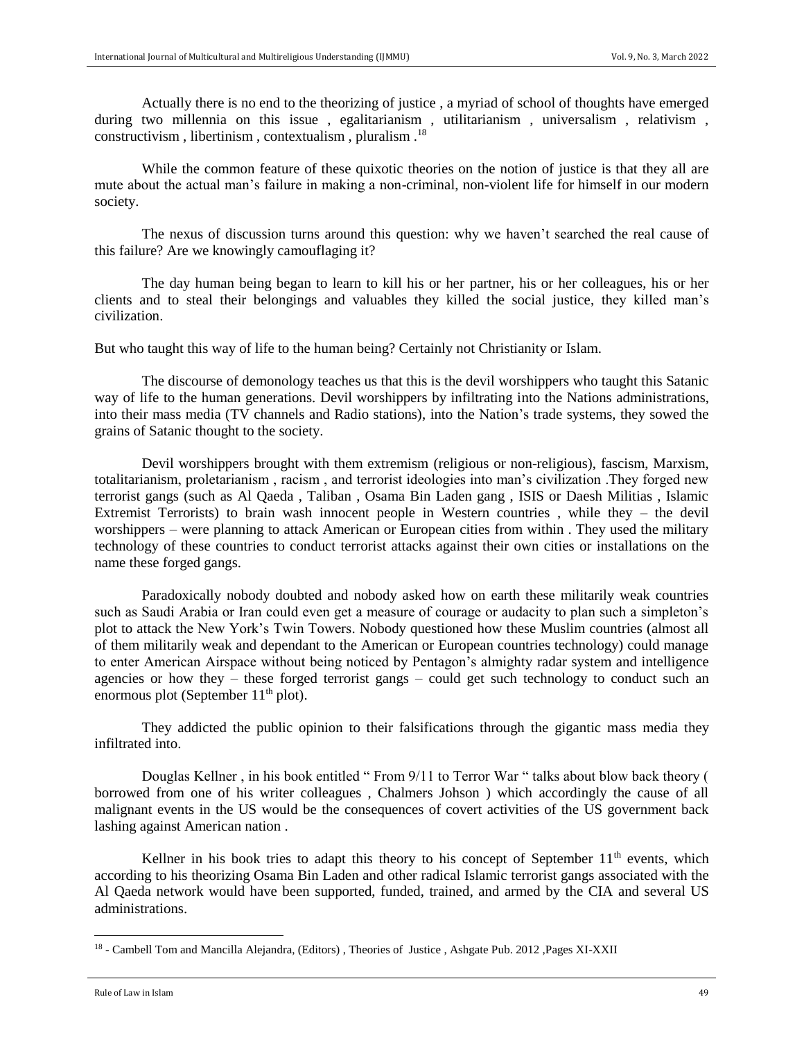Actually there is no end to the theorizing of justice , a myriad of school of thoughts have emerged during two millennia on this issue , egalitarianism , utilitarianism , universalism , relativism , constructivism , libertinism , contextualism , pluralism .[18]

While the common feature of these quixotic theories on the notion of justice is that they all are mute about the actual man's failure in making a non-criminal, non-violent life for himself in our modern society.

The nexus of discussion turns around this question: why we haven't searched the real cause of this failure? Are we knowingly camouflaging it?

The day human being began to learn to kill his or her partner, his or her colleagues, his or her clients and to steal their belongings and valuables they killed the social justice, they killed man's civilization.

But who taught this way of life to the human being? Certainly not Christianity or Islam.

The discourse of demonology teaches us that this is the devil worshippers who taught this Satanic way of life to the human generations. Devil worshippers by infiltrating into the Nations administrations, into their mass media (TV channels and Radio stations), into the Nation's trade systems, they sowed the grains of Satanic thought to the society.

Devil worshippers brought with them extremism (religious or non-religious), fascism, Marxism, totalitarianism, proletarianism , racism , and terrorist ideologies into man's civilization .They forged new terrorist gangs (such as Al Qaeda , Taliban , Osama Bin Laden gang , ISIS or Daesh Militias , Islamic Extremist Terrorists) to brain wash innocent people in Western countries , while they – the devil worshippers – were planning to attack American or European cities from within . They used the military technology of these countries to conduct terrorist attacks against their own cities or installations on the name these forged gangs.

Paradoxically nobody doubted and nobody asked how on earth these militarily weak countries such as Saudi Arabia or Iran could even get a measure of courage or audacity to plan such a simpleton's plot to attack the New York's Twin Towers. Nobody questioned how these Muslim countries (almost all of them militarily weak and dependant to the American or European countries technology) could manage to enter American Airspace without being noticed by Pentagon's almighty radar system and intelligence agencies or how they – these forged terrorist gangs – could get such technology to conduct such an enormous plot (September 11th plot).

They addicted the public opinion to their falsifications through the gigantic mass media they infiltrated into.

Douglas Kellner , in his book entitled " From 9/11 to Terror War " talks about blow back theory ( borrowed from one of his writer colleagues , Chalmers Johson ) which accordingly the cause of all malignant events in the US would be the consequences of covert activities of the US government back lashing against American nation .

Kellner in his book tries to adapt this theory to his concept of September 11th events, which according to his theorizing Osama Bin Laden and other radical Islamic terrorist gangs associated with the Al Qaeda network would have been supported, funded, trained, and armed by the CIA and several US administrations.

---

[18] - Cambell Tom and Mancilla Alejandra, (Editors) , Theories of Justice , Ashgate Pub. 2012 ,Pages XI-XXII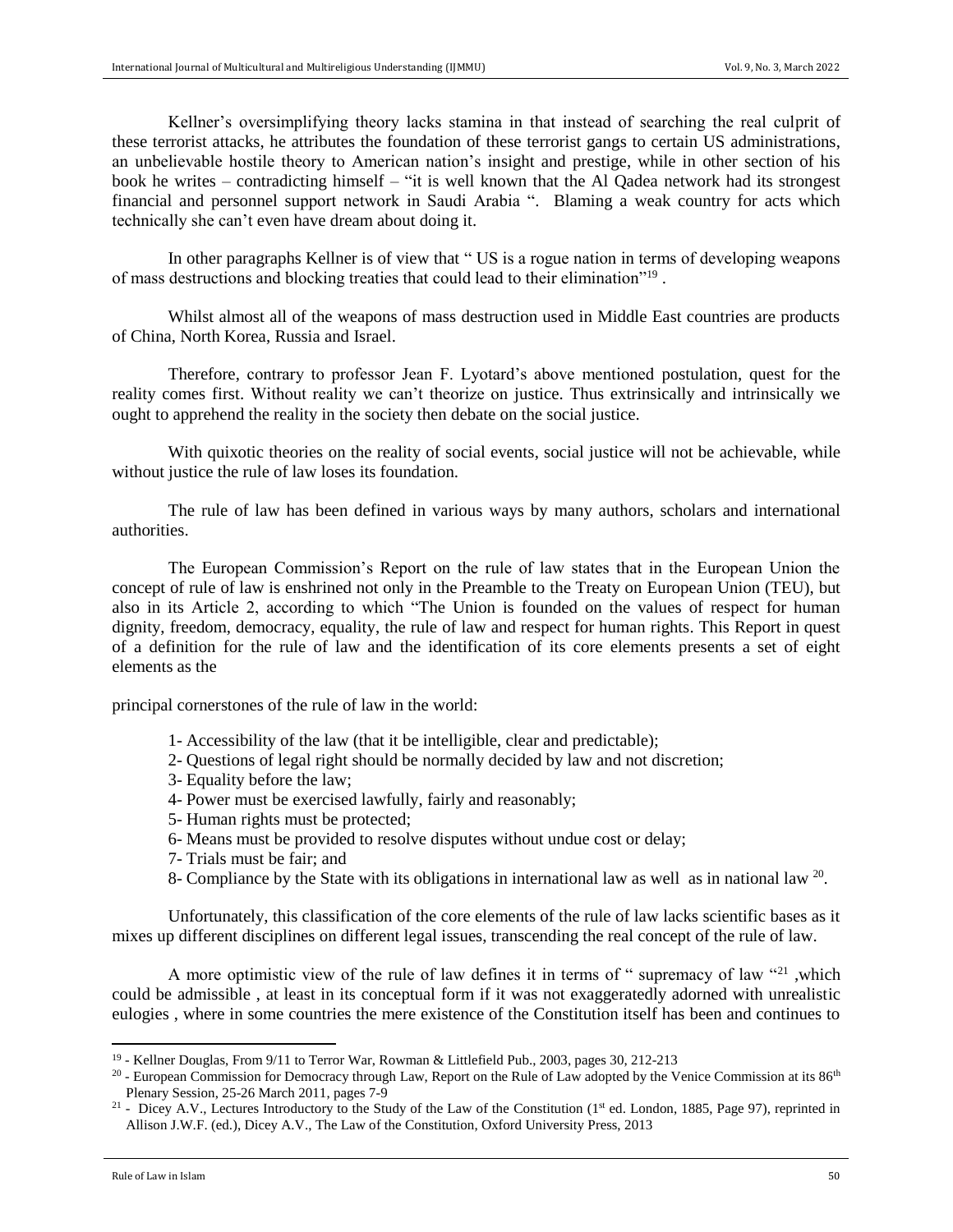Kellner's oversimplifying theory lacks stamina in that instead of searching the real culprit of these terrorist attacks, he attributes the foundation of these terrorist gangs to certain US administrations, an unbelievable hostile theory to American nation's insight and prestige, while in other section of his book he writes – contradicting himself – "it is well known that the Al Qadea network had its strongest financial and personnel support network in Saudi Arabia ". Blaming a weak country for acts which technically she can't even have dream about doing it.

In other paragraphs Kellner is of view that " US is a rogue nation in terms of developing weapons of mass destructions and blocking treaties that could lead to their elimination"[19] .

Whilst almost all of the weapons of mass destruction used in Middle East countries are products of China, North Korea, Russia and Israel.

Therefore, contrary to professor Jean F. Lyotard's above mentioned postulation, quest for the reality comes first. Without reality we can't theorize on justice. Thus extrinsically and intrinsically we ought to apprehend the reality in the society then debate on the social justice.

With quixotic theories on the reality of social events, social justice will not be achievable, while without justice the rule of law loses its foundation.

The rule of law has been defined in various ways by many authors, scholars and international authorities.

The European Commission's Report on the rule of law states that in the European Union the concept of rule of law is enshrined not only in the Preamble to the Treaty on European Union (TEU), but also in its Article 2, according to which "The Union is founded on the values of respect for human dignity, freedom, democracy, equality, the rule of law and respect for human rights. This Report in quest of a definition for the rule of law and the identification of its core elements presents a set of eight elements as the

principal cornerstones of the rule of law in the world:

1- Accessibility of the law (that it be intelligible, clear and predictable);
2- Questions of legal right should be normally decided by law and not discretion;
3- Equality before the law;
4- Power must be exercised lawfully, fairly and reasonably;
5- Human rights must be protected;
6- Means must be provided to resolve disputes without undue cost or delay;
7- Trials must be fair; and
8- Compliance by the State with its obligations in international law as well as in national law [20].

Unfortunately, this classification of the core elements of the rule of law lacks scientific bases as it mixes up different disciplines on different legal issues, transcending the real concept of the rule of law.

A more optimistic view of the rule of law defines it in terms of " supremacy of law "[21] ,which could be admissible , at least in its conceptual form if it was not exaggeratedly adorned with unrealistic eulogies , where in some countries the mere existence of the Constitution itself has been and continues to

---

[19] - Kellner Douglas, From 9/11 to Terror War, Rowman & Littlefield Pub., 2003, pages 30, 212-213

[20] - European Commission for Democracy through Law, Report on the Rule of Law adopted by the Venice Commission at its 86th Plenary Session, 25-26 March 2011, pages 7-9

[21] - Dicey A.V., Lectures Introductory to the Study of the Law of the Constitution (1st ed. London, 1885, Page 97), reprinted in Allison J.W.F. (ed.), Dicey A.V., The Law of the Constitution, Oxford University Press, 2013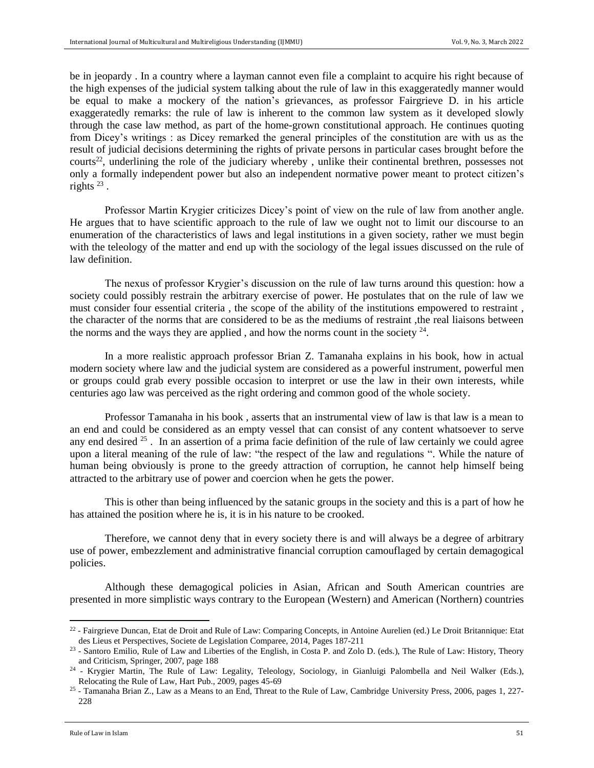be in jeopardy . In a country where a layman cannot even file a complaint to acquire his right because of the high expenses of the judicial system talking about the rule of law in this exaggeratedly manner would be equal to make a mockery of the nation's grievances, as professor Fairgrieve D. in his article exaggeratedly remarks: the rule of law is inherent to the common law system as it developed slowly through the case law method, as part of the home-grown constitutional approach. He continues quoting from Dicey's writings : as Dicey remarked the general principles of the constitution are with us as the result of judicial decisions determining the rights of private persons in particular cases brought before the courts[22], underlining the role of the judiciary whereby , unlike their continental brethren, possesses not only a formally independent power but also an independent normative power meant to protect citizen's rights [23] .

Professor Martin Krygier criticizes Dicey's point of view on the rule of law from another angle. He argues that to have scientific approach to the rule of law we ought not to limit our discourse to an enumeration of the characteristics of laws and legal institutions in a given society, rather we must begin with the teleology of the matter and end up with the sociology of the legal issues discussed on the rule of law definition.

The nexus of professor Krygier's discussion on the rule of law turns around this question: how a society could possibly restrain the arbitrary exercise of power. He postulates that on the rule of law we must consider four essential criteria , the scope of the ability of the institutions empowered to restraint , the character of the norms that are considered to be as the mediums of restraint ,the real liaisons between the norms and the ways they are applied , and how the norms count in the society [24].

In a more realistic approach professor Brian Z. Tamanaha explains in his book, how in actual modern society where law and the judicial system are considered as a powerful instrument, powerful men or groups could grab every possible occasion to interpret or use the law in their own interests, while centuries ago law was perceived as the right ordering and common good of the whole society.

Professor Tamanaha in his book , asserts that an instrumental view of law is that law is a mean to an end and could be considered as an empty vessel that can consist of any content whatsoever to serve any end desired [25] . In an assertion of a prima facie definition of the rule of law certainly we could agree upon a literal meaning of the rule of law: "the respect of the law and regulations ". While the nature of human being obviously is prone to the greedy attraction of corruption, he cannot help himself being attracted to the arbitrary use of power and coercion when he gets the power.

This is other than being influenced by the satanic groups in the society and this is a part of how he has attained the position where he is, it is in his nature to be crooked.

Therefore, we cannot deny that in every society there is and will always be a degree of arbitrary use of power, embezzlement and administrative financial corruption camouflaged by certain demagogical policies.

Although these demagogical policies in Asian, African and South American countries are presented in more simplistic ways contrary to the European (Western) and American (Northern) countries

---

[22] - Fairgrieve Duncan, Etat de Droit and Rule of Law: Comparing Concepts, in Antoine Aurelien (ed.) Le Droit Britannique: Etat des Lieus et Perspectives, Societe de Legislation Comparee, 2014, Pages 187-211

[23] - Santoro Emilio, Rule of Law and Liberties of the English, in Costa P. and Zolo D. (eds.), The Rule of Law: History, Theory and Criticism, Springer, 2007, page 188

[24] - Krygier Martin, The Rule of Law: Legality, Teleology, Sociology, in Gianluigi Palombella and Neil Walker (Eds.), Relocating the Rule of Law, Hart Pub., 2009, pages 45-69

[25] - Tamanaha Brian Z., Law as a Means to an End, Threat to the Rule of Law, Cambridge University Press, 2006, pages 1, 227-228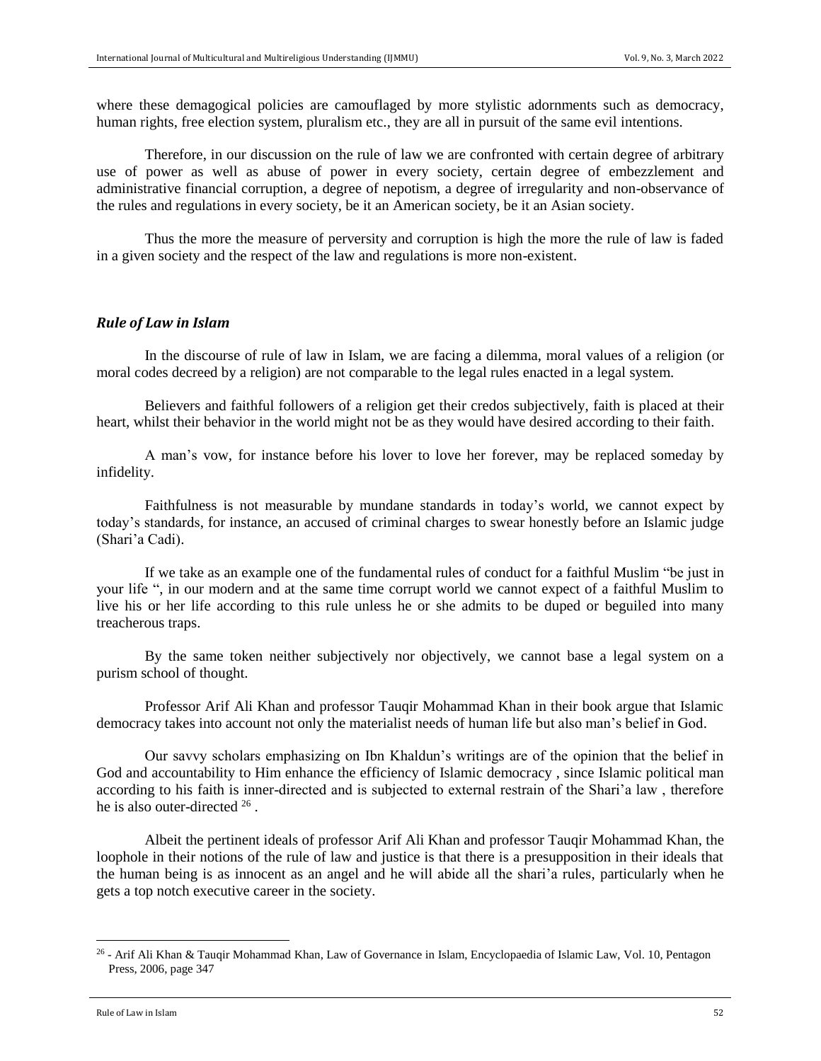where these demagogical policies are camouflaged by more stylistic adornments such as democracy, human rights, free election system, pluralism etc., they are all in pursuit of the same evil intentions.

Therefore, in our discussion on the rule of law we are confronted with certain degree of arbitrary use of power as well as abuse of power in every society, certain degree of embezzlement and administrative financial corruption, a degree of nepotism, a degree of irregularity and non-observance of the rules and regulations in every society, be it an American society, be it an Asian society.

Thus the more the measure of perversity and corruption is high the more the rule of law is faded in a given society and the respect of the law and regulations is more non-existent.

### *Rule of Law in Islam*

In the discourse of rule of law in Islam, we are facing a dilemma, moral values of a religion (or moral codes decreed by a religion) are not comparable to the legal rules enacted in a legal system.

Believers and faithful followers of a religion get their credos subjectively, faith is placed at their heart, whilst their behavior in the world might not be as they would have desired according to their faith.

A man's vow, for instance before his lover to love her forever, may be replaced someday by infidelity.

Faithfulness is not measurable by mundane standards in today's world, we cannot expect by today's standards, for instance, an accused of criminal charges to swear honestly before an Islamic judge (Shari'a Cadi).

If we take as an example one of the fundamental rules of conduct for a faithful Muslim "be just in your life ", in our modern and at the same time corrupt world we cannot expect of a faithful Muslim to live his or her life according to this rule unless he or she admits to be duped or beguiled into many treacherous traps.

By the same token neither subjectively nor objectively, we cannot base a legal system on a purism school of thought.

Professor Arif Ali Khan and professor Tauqir Mohammad Khan in their book argue that Islamic democracy takes into account not only the materialist needs of human life but also man's belief in God.

Our savvy scholars emphasizing on Ibn Khaldun's writings are of the opinion that the belief in God and accountability to Him enhance the efficiency of Islamic democracy , since Islamic political man according to his faith is inner-directed and is subjected to external restrain of the Shari'a law , therefore he is also outer-directed [26] .

Albeit the pertinent ideals of professor Arif Ali Khan and professor Tauqir Mohammad Khan, the loophole in their notions of the rule of law and justice is that there is a presupposition in their ideals that the human being is as innocent as an angel and he will abide all the shari'a rules, particularly when he gets a top notch executive career in the society.

---

[26] - Arif Ali Khan & Tauqir Mohammad Khan, Law of Governance in Islam, Encyclopaedia of Islamic Law, Vol. 10, Pentagon Press, 2006, page 347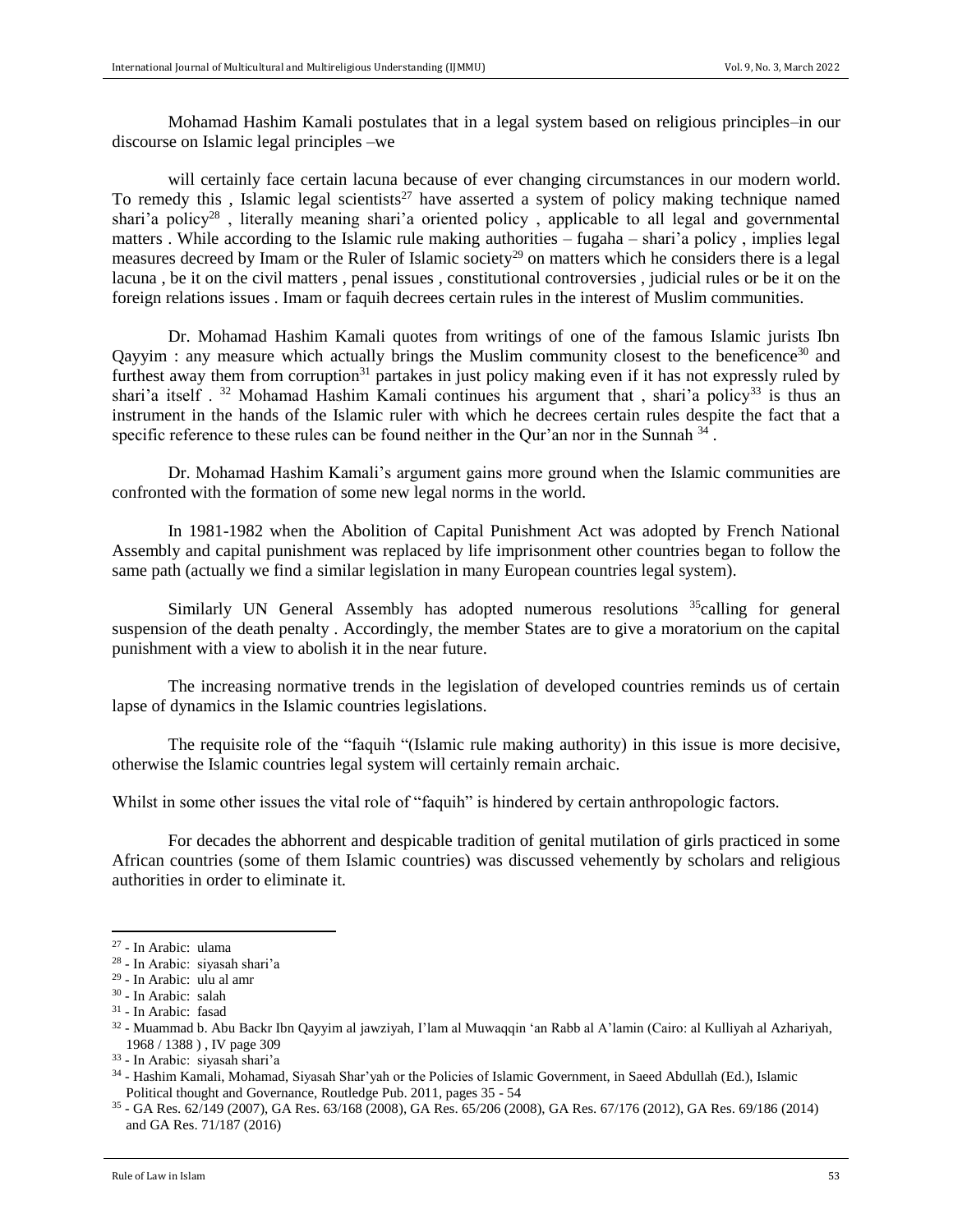Mohamad Hashim Kamali postulates that in a legal system based on religious principles–in our discourse on Islamic legal principles –we

will certainly face certain lacuna because of ever changing circumstances in our modern world. To remedy this , Islamic legal scientists[27] have asserted a system of policy making technique named shari'a policy[28] , literally meaning shari'a oriented policy , applicable to all legal and governmental matters . While according to the Islamic rule making authorities – fugaha – shari'a policy , implies legal measures decreed by Imam or the Ruler of Islamic society[29] on matters which he considers there is a legal lacuna , be it on the civil matters , penal issues , constitutional controversies , judicial rules or be it on the foreign relations issues . Imam or faquih decrees certain rules in the interest of Muslim communities.

Dr. Mohamad Hashim Kamali quotes from writings of one of the famous Islamic jurists Ibn Qayyim : any measure which actually brings the Muslim community closest to the beneficence[30] and furthest away them from corruption[31] partakes in just policy making even if it has not expressly ruled by shari'a itself . [32] Mohamad Hashim Kamali continues his argument that , shari'a policy[33] is thus an instrument in the hands of the Islamic ruler with which he decrees certain rules despite the fact that a specific reference to these rules can be found neither in the Qur'an nor in the Sunnah [34] .

Dr. Mohamad Hashim Kamali's argument gains more ground when the Islamic communities are confronted with the formation of some new legal norms in the world.

In 1981-1982 when the Abolition of Capital Punishment Act was adopted by French National Assembly and capital punishment was replaced by life imprisonment other countries began to follow the same path (actually we find a similar legislation in many European countries legal system).

Similarly UN General Assembly has adopted numerous resolutions [35]calling for general suspension of the death penalty . Accordingly, the member States are to give a moratorium on the capital punishment with a view to abolish it in the near future.

The increasing normative trends in the legislation of developed countries reminds us of certain lapse of dynamics in the Islamic countries legislations.

The requisite role of the "faquih "(Islamic rule making authority) in this issue is more decisive, otherwise the Islamic countries legal system will certainly remain archaic.

Whilst in some other issues the vital role of "faquih" is hindered by certain anthropologic factors.

For decades the abhorrent and despicable tradition of genital mutilation of girls practiced in some African countries (some of them Islamic countries) was discussed vehemently by scholars and religious authorities in order to eliminate it.

---

[27] - In Arabic: ulama

[28] - In Arabic: siyasah shari'a

[29] - In Arabic: ulu al amr

[30] - In Arabic: salah

[31] - In Arabic: fasad

[32] - Muammad b. Abu Backr Ibn Qayyim al jawziyah, I'lam al Muwaqqin 'an Rabb al A'lamin (Cairo: al Kulliyah al Azhariyah, 1968 / 1388 ) , IV page 309

[33] - In Arabic: siyasah shari'a

[34] - Hashim Kamali, Mohamad, Siyasah Shar'yah or the Policies of Islamic Government, in Saeed Abdullah (Ed.), Islamic Political thought and Governance, Routledge Pub. 2011, pages 35 - 54

[35] - GA Res. 62/149 (2007), GA Res. 63/168 (2008), GA Res. 65/206 (2008), GA Res. 67/176 (2012), GA Res. 69/186 (2014) and GA Res. 71/187 (2016)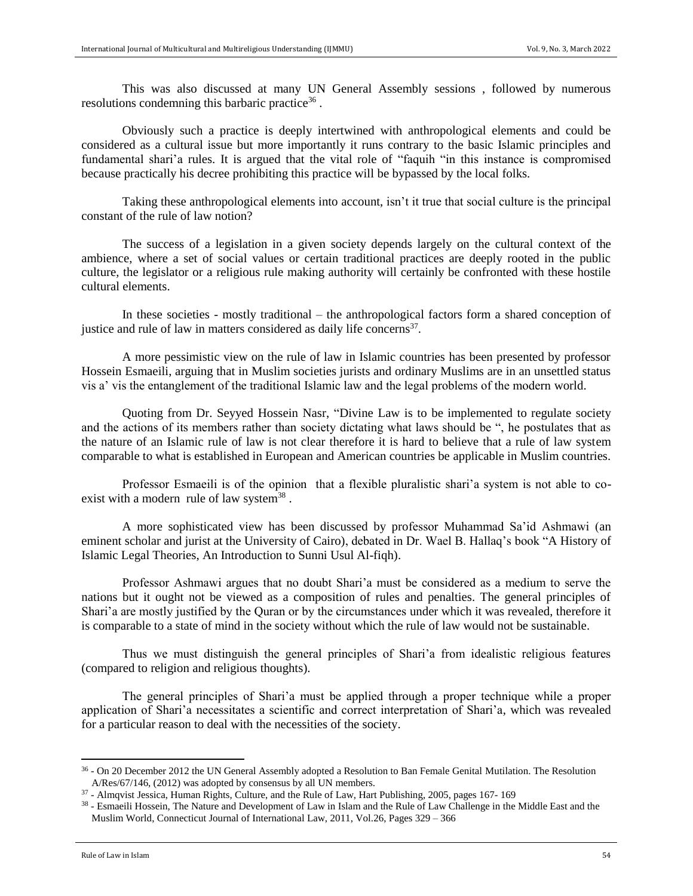This was also discussed at many UN General Assembly sessions , followed by numerous resolutions condemning this barbaric practice[36] .

Obviously such a practice is deeply intertwined with anthropological elements and could be considered as a cultural issue but more importantly it runs contrary to the basic Islamic principles and fundamental shari'a rules. It is argued that the vital role of "faquih "in this instance is compromised because practically his decree prohibiting this practice will be bypassed by the local folks.

Taking these anthropological elements into account, isn't it true that social culture is the principal constant of the rule of law notion?

The success of a legislation in a given society depends largely on the cultural context of the ambience, where a set of social values or certain traditional practices are deeply rooted in the public culture, the legislator or a religious rule making authority will certainly be confronted with these hostile cultural elements.

In these societies - mostly traditional – the anthropological factors form a shared conception of justice and rule of law in matters considered as daily life concerns[37].

A more pessimistic view on the rule of law in Islamic countries has been presented by professor Hossein Esmaeili, arguing that in Muslim societies jurists and ordinary Muslims are in an unsettled status vis a' vis the entanglement of the traditional Islamic law and the legal problems of the modern world.

Quoting from Dr. Seyyed Hossein Nasr, "Divine Law is to be implemented to regulate society and the actions of its members rather than society dictating what laws should be ", he postulates that as the nature of an Islamic rule of law is not clear therefore it is hard to believe that a rule of law system comparable to what is established in European and American countries be applicable in Muslim countries.

Professor Esmaeili is of the opinion that a flexible pluralistic shari'a system is not able to co-exist with a modern rule of law system[38] .

A more sophisticated view has been discussed by professor Muhammad Sa'id Ashmawi (an eminent scholar and jurist at the University of Cairo), debated in Dr. Wael B. Hallaq's book "A History of Islamic Legal Theories, An Introduction to Sunni Usul Al-fiqh).

Professor Ashmawi argues that no doubt Shari'a must be considered as a medium to serve the nations but it ought not be viewed as a composition of rules and penalties. The general principles of Shari'a are mostly justified by the Quran or by the circumstances under which it was revealed, therefore it is comparable to a state of mind in the society without which the rule of law would not be sustainable.

Thus we must distinguish the general principles of Shari'a from idealistic religious features (compared to religion and religious thoughts).

The general principles of Shari'a must be applied through a proper technique while a proper application of Shari'a necessitates a scientific and correct interpretation of Shari'a, which was revealed for a particular reason to deal with the necessities of the society.

---

[36] - On 20 December 2012 the UN General Assembly adopted a Resolution to Ban Female Genital Mutilation. The Resolution A/Res/67/146, (2012) was adopted by consensus by all UN members.

[37] - Almqvist Jessica, Human Rights, Culture, and the Rule of Law, Hart Publishing, 2005, pages 167- 169

[38] - Esmaeili Hossein, The Nature and Development of Law in Islam and the Rule of Law Challenge in the Middle East and the Muslim World, Connecticut Journal of International Law, 2011, Vol.26, Pages 329 – 366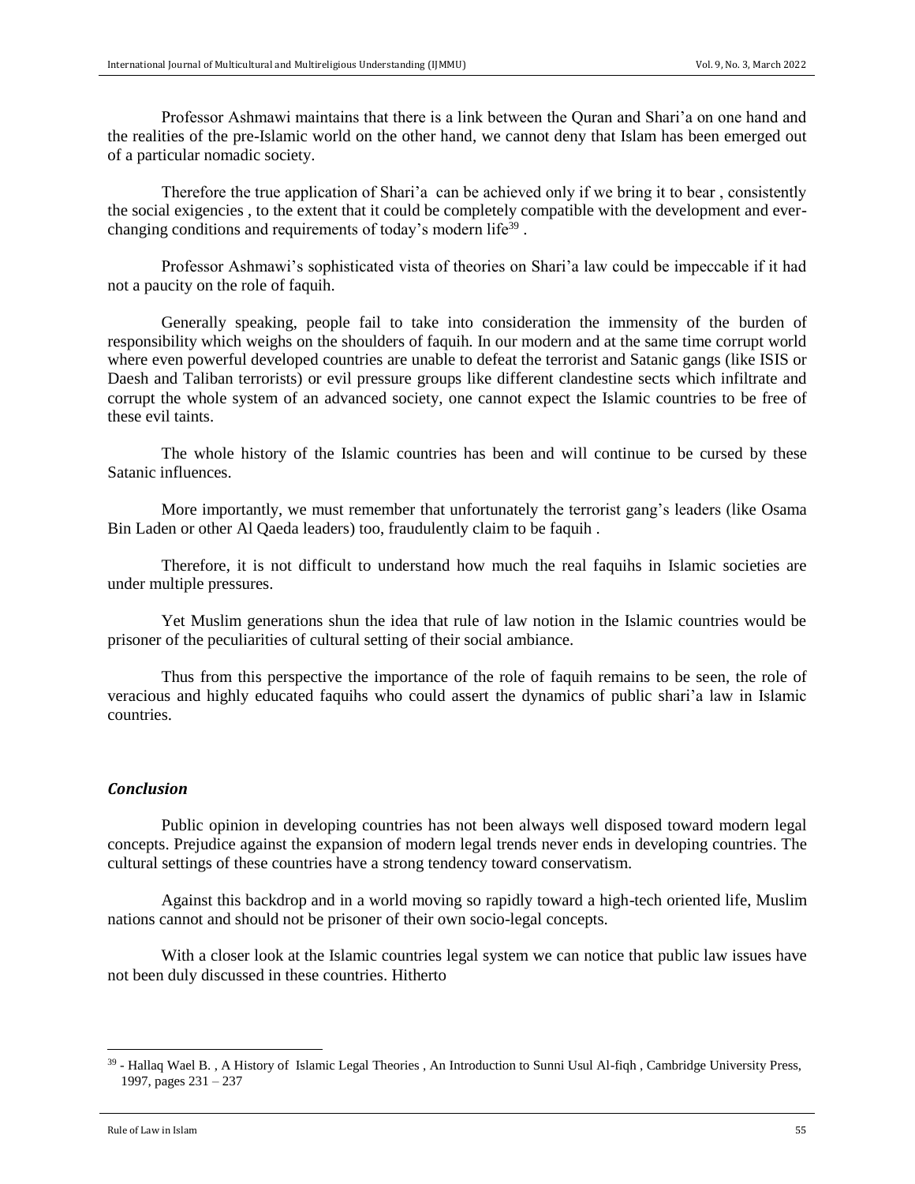Professor Ashmawi maintains that there is a link between the Quran and Shari'a on one hand and the realities of the pre-Islamic world on the other hand, we cannot deny that Islam has been emerged out of a particular nomadic society.

Therefore the true application of Shari'a can be achieved only if we bring it to bear , consistently the social exigencies , to the extent that it could be completely compatible with the development and ever-changing conditions and requirements of today's modern life[39] .

Professor Ashmawi's sophisticated vista of theories on Shari'a law could be impeccable if it had not a paucity on the role of faquih.

Generally speaking, people fail to take into consideration the immensity of the burden of responsibility which weighs on the shoulders of faquih. In our modern and at the same time corrupt world where even powerful developed countries are unable to defeat the terrorist and Satanic gangs (like ISIS or Daesh and Taliban terrorists) or evil pressure groups like different clandestine sects which infiltrate and corrupt the whole system of an advanced society, one cannot expect the Islamic countries to be free of these evil taints.

The whole history of the Islamic countries has been and will continue to be cursed by these Satanic influences.

More importantly, we must remember that unfortunately the terrorist gang's leaders (like Osama Bin Laden or other Al Qaeda leaders) too, fraudulently claim to be faquih .

Therefore, it is not difficult to understand how much the real faquihs in Islamic societies are under multiple pressures.

Yet Muslim generations shun the idea that rule of law notion in the Islamic countries would be prisoner of the peculiarities of cultural setting of their social ambiance.

Thus from this perspective the importance of the role of faquih remains to be seen, the role of veracious and highly educated faquihs who could assert the dynamics of public shari'a law in Islamic countries.

### *Conclusion*

Public opinion in developing countries has not been always well disposed toward modern legal concepts. Prejudice against the expansion of modern legal trends never ends in developing countries. The cultural settings of these countries have a strong tendency toward conservatism.

Against this backdrop and in a world moving so rapidly toward a high-tech oriented life, Muslim nations cannot and should not be prisoner of their own socio-legal concepts.

With a closer look at the Islamic countries legal system we can notice that public law issues have not been duly discussed in these countries. Hitherto

---

[39] - Hallaq Wael B. , A History of Islamic Legal Theories , An Introduction to Sunni Usul Al-fiqh , Cambridge University Press, 1997, pages 231 – 237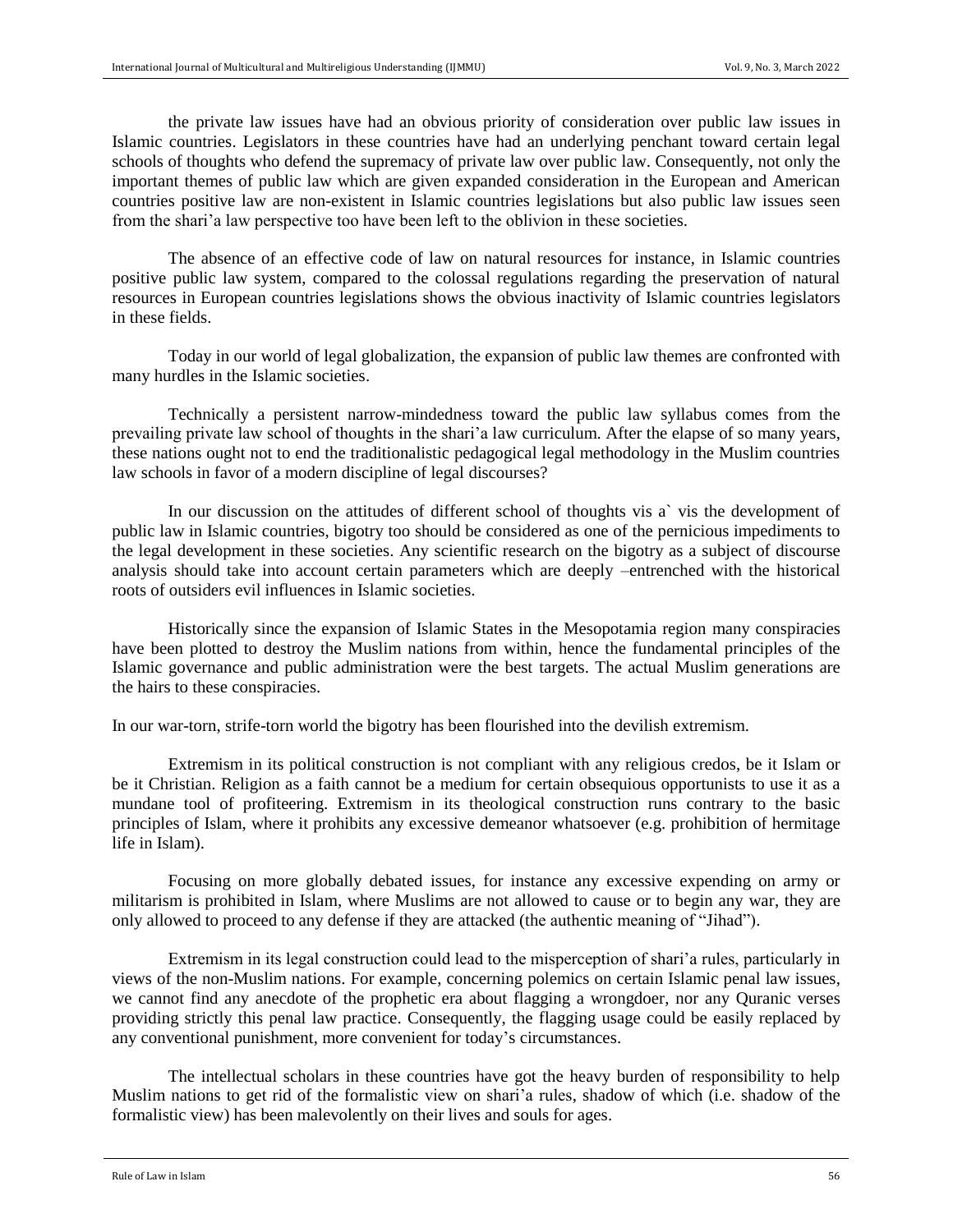the private law issues have had an obvious priority of consideration over public law issues in Islamic countries. Legislators in these countries have had an underlying penchant toward certain legal schools of thoughts who defend the supremacy of private law over public law. Consequently, not only the important themes of public law which are given expanded consideration in the European and American countries positive law are non-existent in Islamic countries legislations but also public law issues seen from the shari'a law perspective too have been left to the oblivion in these societies.

The absence of an effective code of law on natural resources for instance, in Islamic countries positive public law system, compared to the colossal regulations regarding the preservation of natural resources in European countries legislations shows the obvious inactivity of Islamic countries legislators in these fields.

Today in our world of legal globalization, the expansion of public law themes are confronted with many hurdles in the Islamic societies.

Technically a persistent narrow-mindedness toward the public law syllabus comes from the prevailing private law school of thoughts in the shari'a law curriculum. After the elapse of so many years, these nations ought not to end the traditionalistic pedagogical legal methodology in the Muslim countries law schools in favor of a modern discipline of legal discourses?

In our discussion on the attitudes of different school of thoughts vis a` vis the development of public law in Islamic countries, bigotry too should be considered as one of the pernicious impediments to the legal development in these societies. Any scientific research on the bigotry as a subject of discourse analysis should take into account certain parameters which are deeply –entrenched with the historical roots of outsiders evil influences in Islamic societies.

Historically since the expansion of Islamic States in the Mesopotamia region many conspiracies have been plotted to destroy the Muslim nations from within, hence the fundamental principles of the Islamic governance and public administration were the best targets. The actual Muslim generations are the hairs to these conspiracies.

In our war-torn, strife-torn world the bigotry has been flourished into the devilish extremism.

Extremism in its political construction is not compliant with any religious credos, be it Islam or be it Christian. Religion as a faith cannot be a medium for certain obsequious opportunists to use it as a mundane tool of profiteering. Extremism in its theological construction runs contrary to the basic principles of Islam, where it prohibits any excessive demeanor whatsoever (e.g. prohibition of hermitage life in Islam).

Focusing on more globally debated issues, for instance any excessive expending on army or militarism is prohibited in Islam, where Muslims are not allowed to cause or to begin any war, they are only allowed to proceed to any defense if they are attacked (the authentic meaning of "Jihad").

Extremism in its legal construction could lead to the misperception of shari'a rules, particularly in views of the non-Muslim nations. For example, concerning polemics on certain Islamic penal law issues, we cannot find any anecdote of the prophetic era about flagging a wrongdoer, nor any Quranic verses providing strictly this penal law practice. Consequently, the flagging usage could be easily replaced by any conventional punishment, more convenient for today's circumstances.

The intellectual scholars in these countries have got the heavy burden of responsibility to help Muslim nations to get rid of the formalistic view on shari'a rules, shadow of which (i.e. shadow of the formalistic view) has been malevolently on their lives and souls for ages.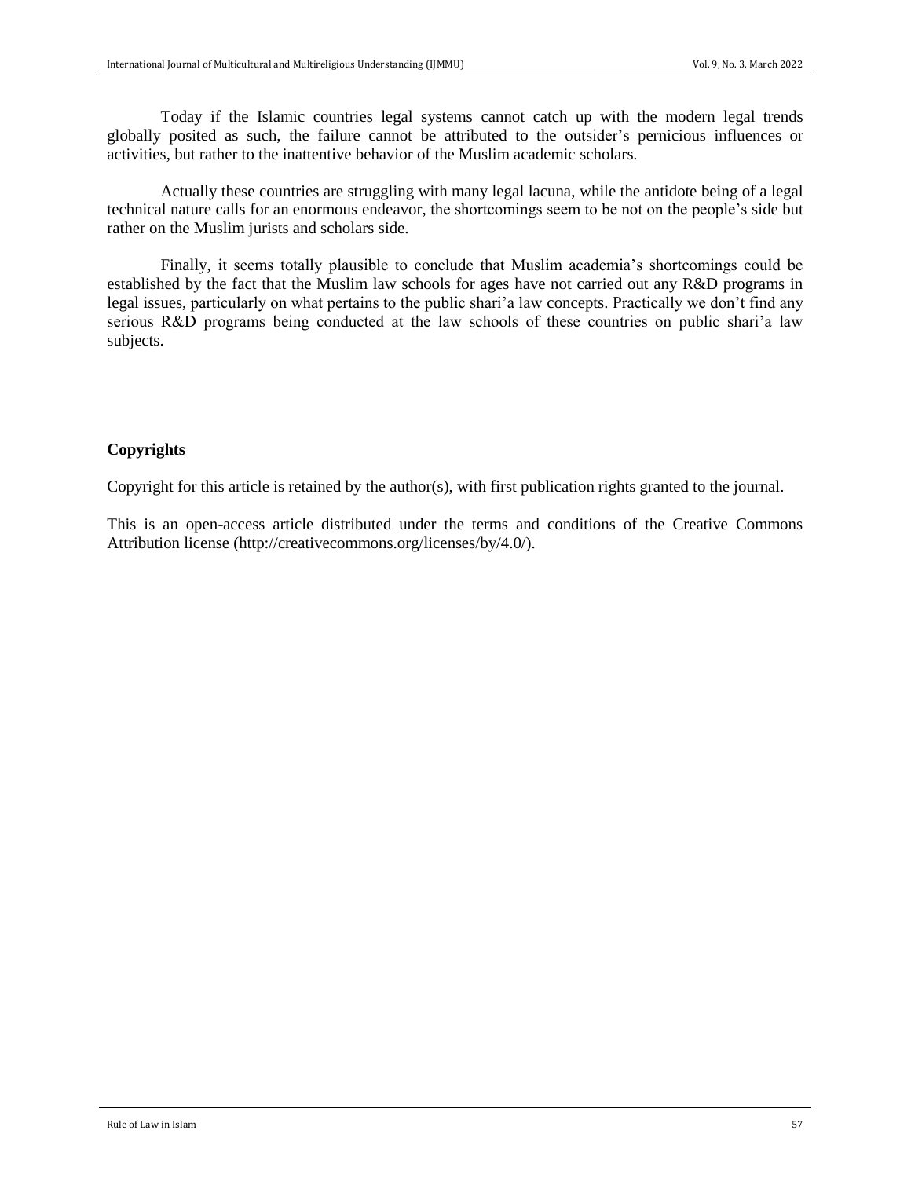Today if the Islamic countries legal systems cannot catch up with the modern legal trends globally posited as such, the failure cannot be attributed to the outsider's pernicious influences or activities, but rather to the inattentive behavior of the Muslim academic scholars.

Actually these countries are struggling with many legal lacuna, while the antidote being of a legal technical nature calls for an enormous endeavor, the shortcomings seem to be not on the people's side but rather on the Muslim jurists and scholars side.

Finally, it seems totally plausible to conclude that Muslim academia's shortcomings could be established by the fact that the Muslim law schools for ages have not carried out any R&D programs in legal issues, particularly on what pertains to the public shari'a law concepts. Practically we don't find any serious R&D programs being conducted at the law schools of these countries on public shari'a law subjects.

**Copyrights**

Copyright for this article is retained by the author(s), with first publication rights granted to the journal.

This is an open-access article distributed under the terms and conditions of the Creative Commons Attribution license (http://creativecommons.org/licenses/by/4.0/).